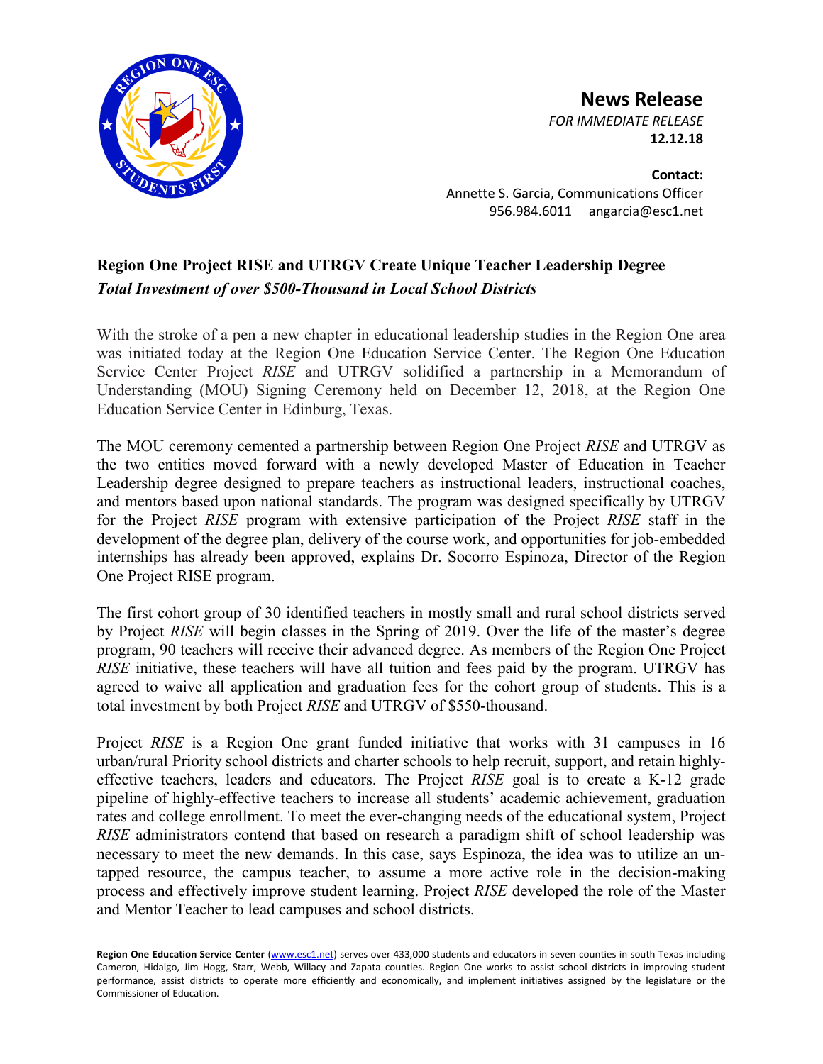**News Release**

*FOR IMMEDIATE RELEASE*

**12.12.18**

**Contact:**

Annette S. Garcia, Communications Officer

956.984.6011 angarcia@esc1.net

## Region One Project RISE and UTRGV Create Unique Teacher Leadership Degree

***Total Investment of over $500-Thousand in Local School Districts***

With the stroke of a pen a new chapter in educational leadership studies in the Region One area was initiated today at the Region One Education Service Center. The Region One Education Service Center Project *RISE* and UTRGV solidified a partnership in a Memorandum of Understanding (MOU) Signing Ceremony held on December 12, 2018, at the Region One Education Service Center in Edinburg, Texas.

The MOU ceremony cemented a partnership between Region One Project *RISE* and UTRGV as the two entities moved forward with a newly developed Master of Education in Teacher Leadership degree designed to prepare teachers as instructional leaders, instructional coaches, and mentors based upon national standards. The program was designed specifically by UTRGV for the Project *RISE* program with extensive participation of the Project *RISE* staff in the development of the degree plan, delivery of the course work, and opportunities for job-embedded internships has already been approved, explains Dr. Socorro Espinoza, Director of the Region One Project RISE program.

The first cohort group of 30 identified teachers in mostly small and rural school districts served by Project *RISE* will begin classes in the Spring of 2019. Over the life of the master's degree program, 90 teachers will receive their advanced degree. As members of the Region One Project *RISE* initiative, these teachers will have all tuition and fees paid by the program. UTRGV has agreed to waive all application and graduation fees for the cohort group of students. This is a total investment by both Project *RISE* and UTRGV of $550-thousand.

Project *RISE* is a Region One grant funded initiative that works with 31 campuses in 16 urban/rural Priority school districts and charter schools to help recruit, support, and retain highly-effective teachers, leaders and educators. The Project *RISE* goal is to create a K-12 grade pipeline of highly-effective teachers to increase all students' academic achievement, graduation rates and college enrollment. To meet the ever-changing needs of the educational system, Project *RISE* administrators contend that based on research a paradigm shift of school leadership was necessary to meet the new demands. In this case, says Espinoza, the idea was to utilize an untapped resource, the campus teacher, to assume a more active role in the decision-making process and effectively improve student learning. Project *RISE* developed the role of the Master and Mentor Teacher to lead campuses and school districts.

**Region One Education Service Center** (www.esc1.net) serves over 433,000 students and educators in seven counties in south Texas including Cameron, Hidalgo, Jim Hogg, Starr, Webb, Willacy and Zapata counties. Region One works to assist school districts in improving student performance, assist districts to operate more efficiently and economically, and implement initiatives assigned by the legislature or the Commissioner of Education.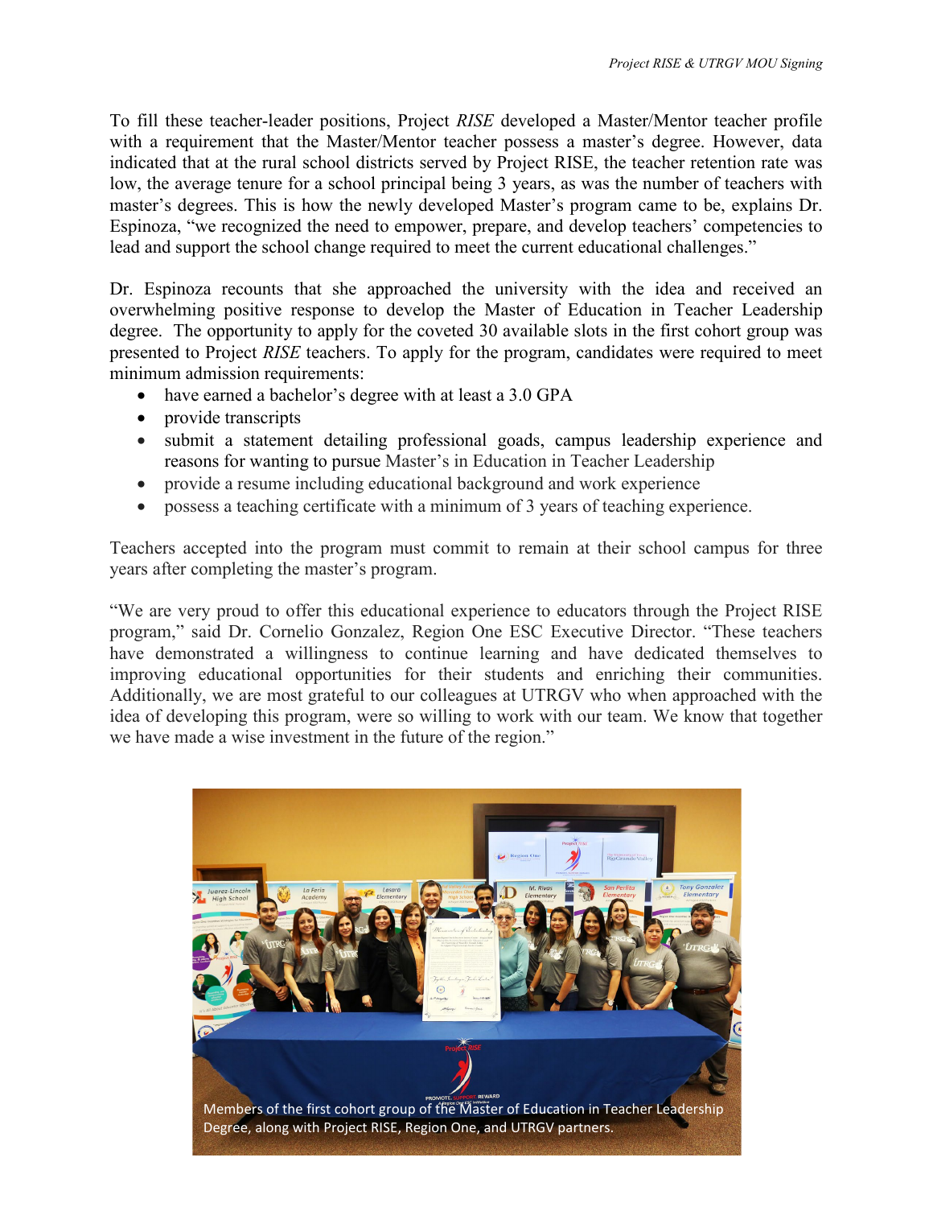To fill these teacher-leader positions, Project *RISE* developed a Master/Mentor teacher profile with a requirement that the Master/Mentor teacher possess a master's degree. However, data indicated that at the rural school districts served by Project RISE, the teacher retention rate was low, the average tenure for a school principal being 3 years, as was the number of teachers with master's degrees. This is how the newly developed Master's program came to be, explains Dr. Espinoza, "we recognized the need to empower, prepare, and develop teachers' competencies to lead and support the school change required to meet the current educational challenges."

Dr. Espinoza recounts that she approached the university with the idea and received an overwhelming positive response to develop the Master of Education in Teacher Leadership degree. The opportunity to apply for the coveted 30 available slots in the first cohort group was presented to Project *RISE* teachers. To apply for the program, candidates were required to meet minimum admission requirements:

- have earned a bachelor's degree with at least a 3.0 GPA
- provide transcripts
- submit a statement detailing professional goads, campus leadership experience and reasons for wanting to pursue Master's in Education in Teacher Leadership
- provide a resume including educational background and work experience
- possess a teaching certificate with a minimum of 3 years of teaching experience.

Teachers accepted into the program must commit to remain at their school campus for three years after completing the master's program.

"We are very proud to offer this educational experience to educators through the Project RISE program," said Dr. Cornelio Gonzalez, Region One ESC Executive Director. "These teachers have demonstrated a willingness to continue learning and have dedicated themselves to improving educational opportunities for their students and enriching their communities. Additionally, we are most grateful to our colleagues at UTRGV who when approached with the idea of developing this program, were so willing to work with our team. We know that together we have made a wise investment in the future of the region."

Members of the first cohort group of the Master of Education in Teacher Leadership Degree, along with Project RISE, Region One, and UTRGV partners.